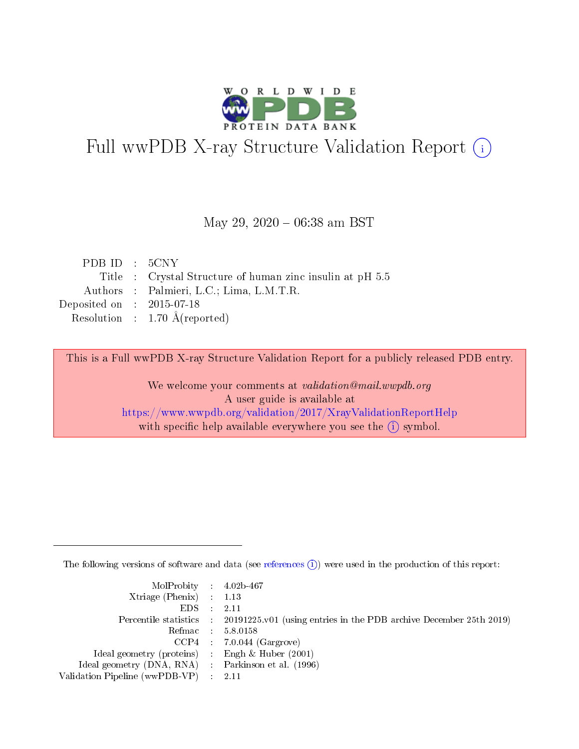# Full wwPDB X-ray Structure Validation Report

May 29, 2020 – 06:38 am BST

| | | |
|---|---|---|
| PDB ID | : | 5CNY |
| Title | : | Crystal Structure of human zinc insulin at pH 5.5 |
| Authors | : | Palmieri, L.C.; Lima, L.M.T.R. |
| Deposited on | : | 2015-07-18 |
| Resolution | : | 1.70 Å(reported) |

This is a Full wwPDB X-ray Structure Validation Report for a publicly released PDB entry.

We welcome your comments at *validation@mail.wwpdb.org*
A user guide is available at
https://www.wwpdb.org/validation/2017/XrayValidationReportHelp
with specific help available everywhere you see the (i) symbol.

The following versions of software and data (see references (i)) were used in the production of this report:

| | | |
|---|---|---|
| MolProbity | : | 4.02b-467 |
| Xtriage (Phenix) | : | 1.13 |
| EDS | : | 2.11 |
| Percentile statistics | : | 20191225.v01 (using entries in the PDB archive December 25th 2019) |
| Refmac | : | 5.8.0158 |
| CCP4 | : | 7.0.044 (Gargrove) |
| Ideal geometry (proteins) | : | Engh & Huber (2001) |
| Ideal geometry (DNA, RNA) | : | Parkinson et al. (1996) |
| Validation Pipeline (wwPDB-VP) | : | 2.11 |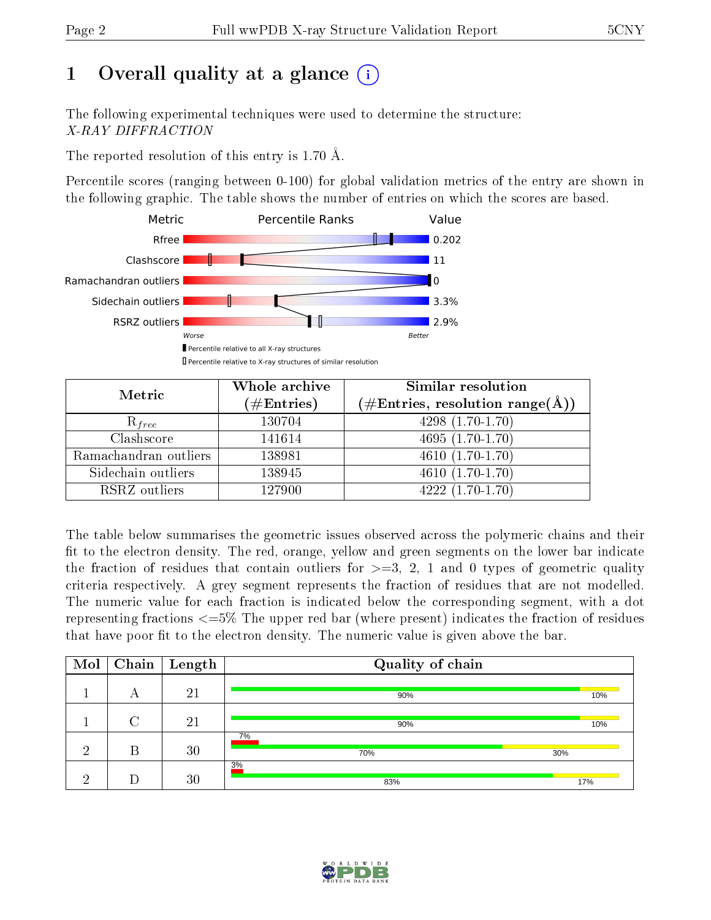# 1 Overall quality at a glance

The following experimental techniques were used to determine the structure:
*X-RAY DIFFRACTION*

The reported resolution of this entry is 1.70 Å.

Percentile scores (ranging between 0-100) for global validation metrics of the entry are shown in the following graphic. The table shows the number of entries on which the scores are based.

| Metric | Value |
|---|---|
| Rfree | 0.202 |
| Clashscore | 11 |
| Ramachandran outliers | 0 |
| Sidechain outliers | 3.3% |
| RSRZ outliers | 2.9% |

| Metric | Whole archive (#Entries) | Similar resolution (#Entries, resolution range(Å)) |
|---|---|---|
| $R_{free}$ | 130704 | 4298 (1.70-1.70) |
| Clashscore | 141614 | 4695 (1.70-1.70) |
| Ramachandran outliers | 138981 | 4610 (1.70-1.70) |
| Sidechain outliers | 138945 | 4610 (1.70-1.70) |
| RSRZ outliers | 127900 | 4222 (1.70-1.70) |

The table below summarises the geometric issues observed across the polymeric chains and their fit to the electron density. The red, orange, yellow and green segments on the lower bar indicate the fraction of residues that contain outliers for >=3, 2, 1 and 0 types of geometric quality criteria respectively. A grey segment represents the fraction of residues that are not modelled. The numeric value for each fraction is indicated below the corresponding segment, with a dot representing fractions <=5% The upper red bar (where present) indicates the fraction of residues that have poor fit to the electron density. The numeric value is given above the bar.

| Mol | Chain | Length | Quality of chain |
|---|---|---|---|
| 1 | A | 21 | 90% green, 10% yellow |
| 1 | C | 21 | 90% green, 10% yellow |
| 2 | B | 30 | 7% poor fit; 70% green, 30% yellow |
| 2 | D | 30 | 3% poor fit; 83% green, 17% yellow |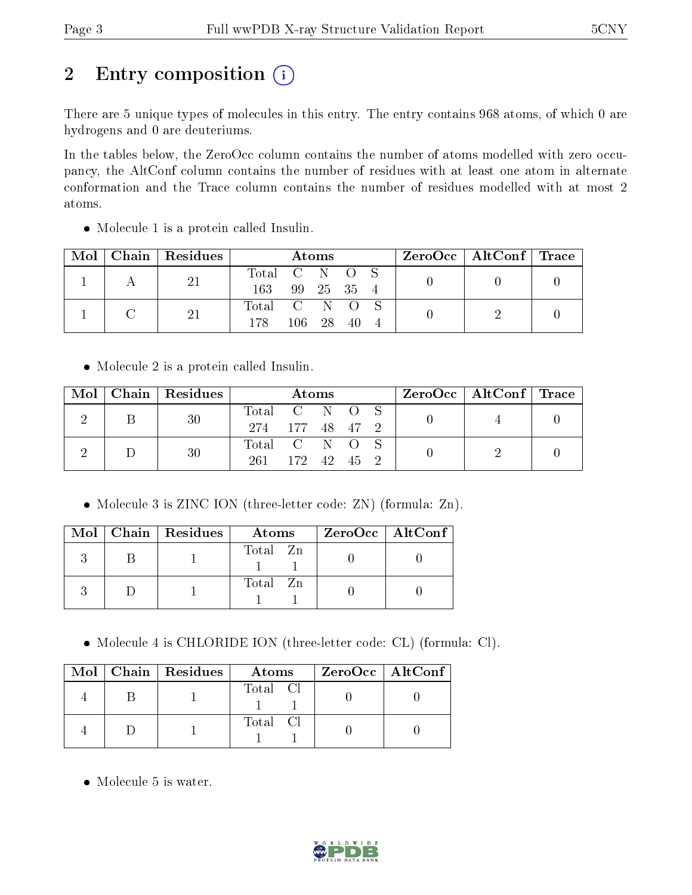# 2 Entry composition

There are 5 unique types of molecules in this entry. The entry contains 968 atoms, of which 0 are hydrogens and 0 are deuteriums.

In the tables below, the ZeroOcc column contains the number of atoms modelled with zero occupancy, the AltConf column contains the number of residues with at least one atom in alternate conformation and the Trace column contains the number of residues modelled with at most 2 atoms.

- Molecule 1 is a protein called Insulin.

| Mol | Chain | Residues | Atoms | ZeroOcc | AltConf | Trace |
|---|---|---|---|---|---|---|
| 1 | A | 21 | Total C N O S<br>163 99 25 35 4 | 0 | 0 | 0 |
| 1 | C | 21 | Total C N O S<br>178 106 28 40 4 | 0 | 2 | 0 |

- Molecule 2 is a protein called Insulin.

| Mol | Chain | Residues | Atoms | ZeroOcc | AltConf | Trace |
|---|---|---|---|---|---|---|
| 2 | B | 30 | Total C N O S<br>274 177 48 47 2 | 0 | 4 | 0 |
| 2 | D | 30 | Total C N O S<br>261 172 42 45 2 | 0 | 2 | 0 |

- Molecule 3 is ZINC ION (three-letter code: ZN) (formula: Zn).

| Mol | Chain | Residues | Atoms | ZeroOcc | AltConf |
|---|---|---|---|---|---|
| 3 | B | 1 | Total Zn<br>1 1 | 0 | 0 |
| 3 | D | 1 | Total Zn<br>1 1 | 0 | 0 |

- Molecule 4 is CHLORIDE ION (three-letter code: CL) (formula: Cl).

| Mol | Chain | Residues | Atoms | ZeroOcc | AltConf |
|---|---|---|---|---|---|
| 4 | B | 1 | Total Cl<br>1 1 | 0 | 0 |
| 4 | D | 1 | Total Cl<br>1 1 | 0 | 0 |

- Molecule 5 is water.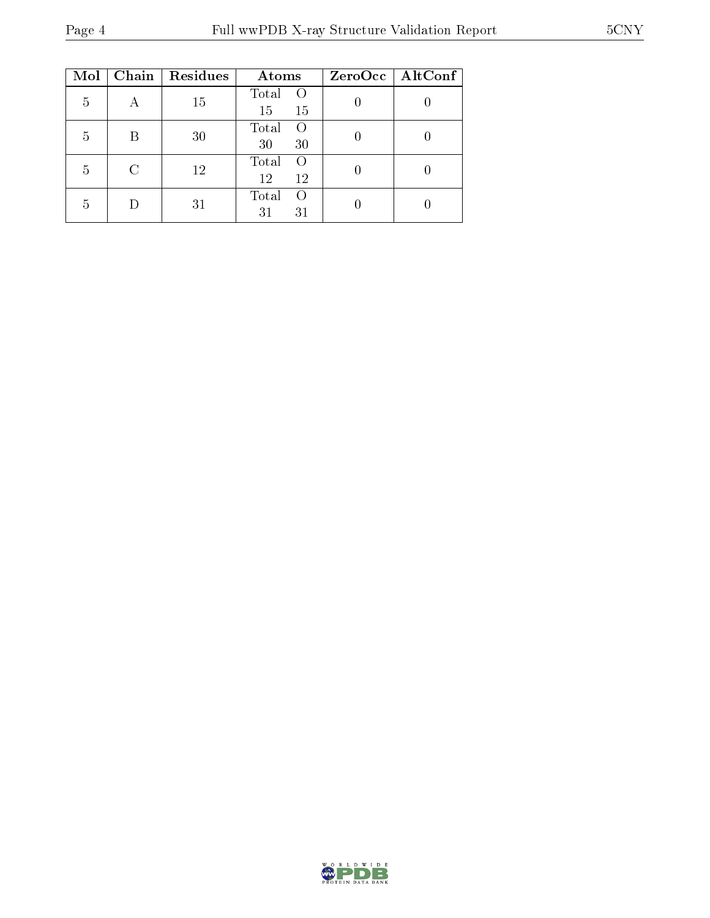| Mol | Chain | Residues | Atoms | | ZeroOcc | AltConf |
|---|---|---|---|---|---|---|
| | | | Total | O | | |
| 5 | A | 15 | 15 | 15 | 0 | 0 |
| 5 | B | 30 | 30 | 30 | 0 | 0 |
| 5 | C | 12 | 12 | 12 | 0 | 0 |
| 5 | D | 31 | 31 | 31 | 0 | 0 |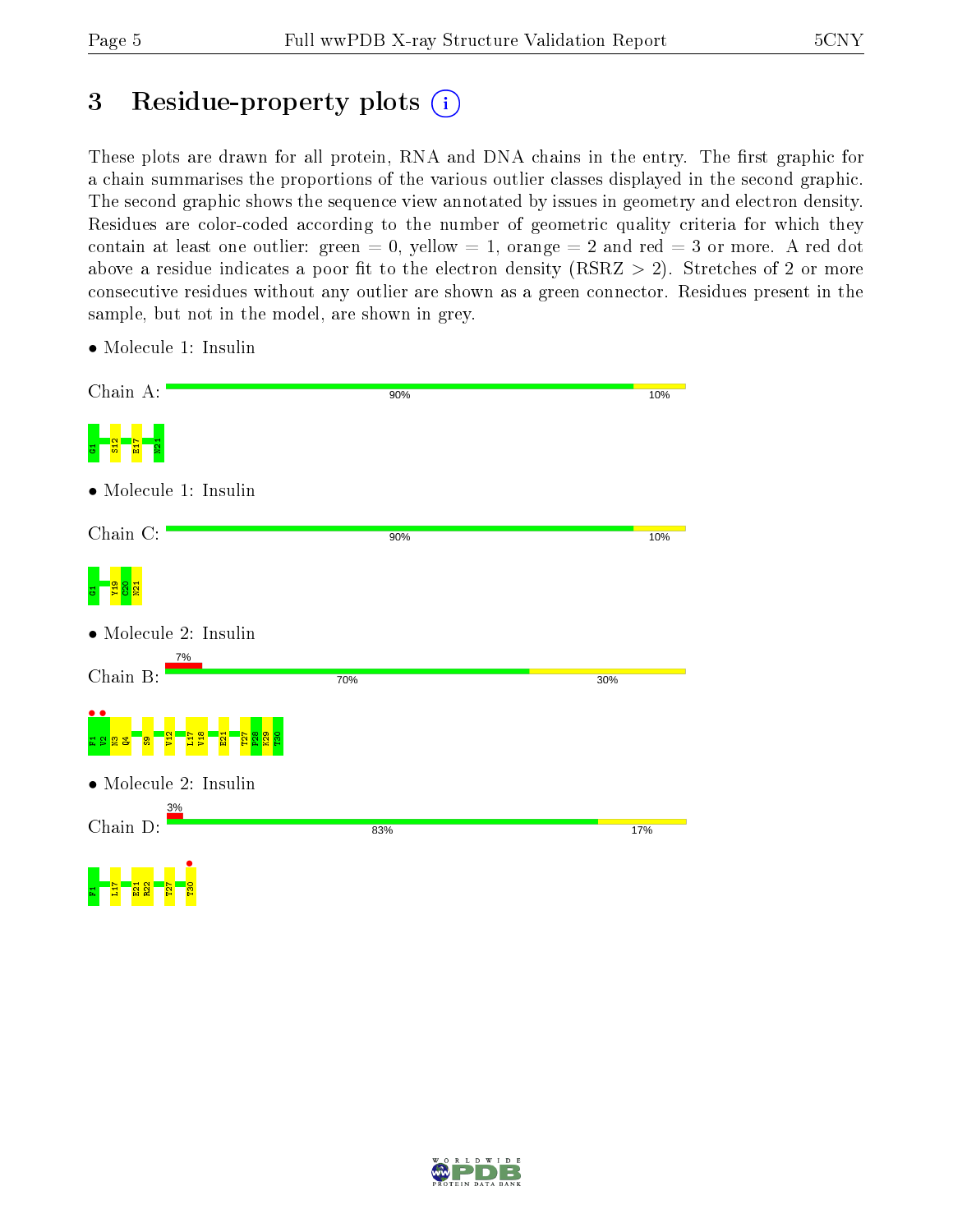# 3 Residue-property plots

These plots are drawn for all protein, RNA and DNA chains in the entry. The first graphic for a chain summarises the proportions of the various outlier classes displayed in the second graphic. The second graphic shows the sequence view annotated by issues in geometry and electron density. Residues are color-coded according to the number of geometric quality criteria for which they contain at least one outlier: green = 0, yellow = 1, orange = 2 and red = 3 or more. A red dot above a residue indicates a poor fit to the electron density (RSRZ > 2). Stretches of 2 or more consecutive residues without any outlier are shown as a green connector. Residues present in the sample, but not in the model, are shown in grey.

- Molecule 1: Insulin

Chain A: 90% | 10%

G1 S12 E17 N21

- Molecule 1: Insulin

Chain C: 90% | 10%

G1 Y19 C20 N21

- Molecule 2: Insulin

Chain B: 7% | 70% | 30%

F1 V2 N3 Q4 S9 V12 L17 V18 E21 T27 P28 K29 T30

- Molecule 2: Insulin

Chain D: 3% | 83% | 17%

F1 L17 E21 R22 T27 T30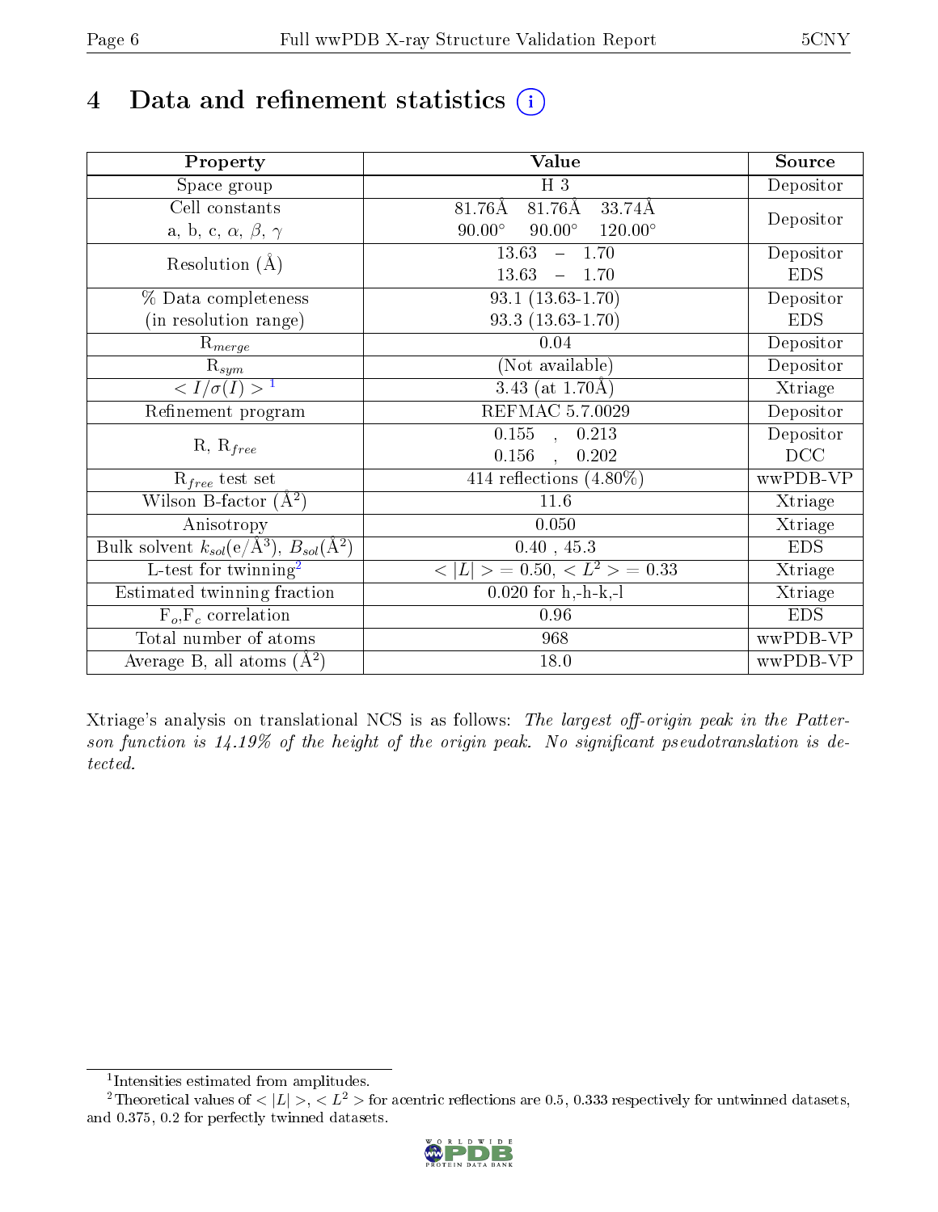# 4 Data and refinement statistics (i)

| Property | Value | Source |
|---|---|---|
| Space group | H 3 | Depositor |
| Cell constants<br>a, b, c, $\alpha$, $\beta$, $\gamma$ | 81.76Å 81.76Å 33.74Å<br>90.00° 90.00° 120.00° | Depositor |
| Resolution (Å) | 13.63 – 1.70<br>13.63 – 1.70 | Depositor<br>EDS |
| % Data completeness<br>(in resolution range) | 93.1 (13.63-1.70)<br>93.3 (13.63-1.70) | Depositor<br>EDS |
| $R_{merge}$ | 0.04 | Depositor |
| $R_{sym}$ | (Not available) | Depositor |
| $< I/\sigma(I) >$ [1] | 3.43 (at 1.70Å) | Xtriage |
| Refinement program | REFMAC 5.7.0029 | Depositor |
| R, $R_{free}$ | 0.155 , 0.213<br>0.156 , 0.202 | Depositor<br>DCC |
| $R_{free}$ test set | 414 reflections (4.80%) | wwPDB-VP |
| Wilson B-factor (Å$^2$) | 11.6 | Xtriage |
| Anisotropy | 0.050 | Xtriage |
| Bulk solvent $k_{sol}$(e/Å$^3$), $B_{sol}$(Å$^2$) | 0.40 , 45.3 | EDS |
| L-test for twinning[2] | $< \|L\| > = 0.50$, $< L^2 > = 0.33$ | Xtriage |
| Estimated twinning fraction | 0.020 for h,-h-k,-l | Xtriage |
| $F_o$,$F_c$ correlation | 0.96 | EDS |
| Total number of atoms | 968 | wwPDB-VP |
| Average B, all atoms (Å$^2$) | 18.0 | wwPDB-VP |

Xtriage's analysis on translational NCS is as follows: *The largest off-origin peak in the Patterson function is 14.19% of the height of the origin peak. No significant pseudotranslation is detected.*

[1] Intensities estimated from amplitudes.

[2] Theoretical values of $< |L| >$, $< L^2 >$ for acentric reflections are 0.5, 0.333 respectively for untwinned datasets, and 0.375, 0.2 for perfectly twinned datasets.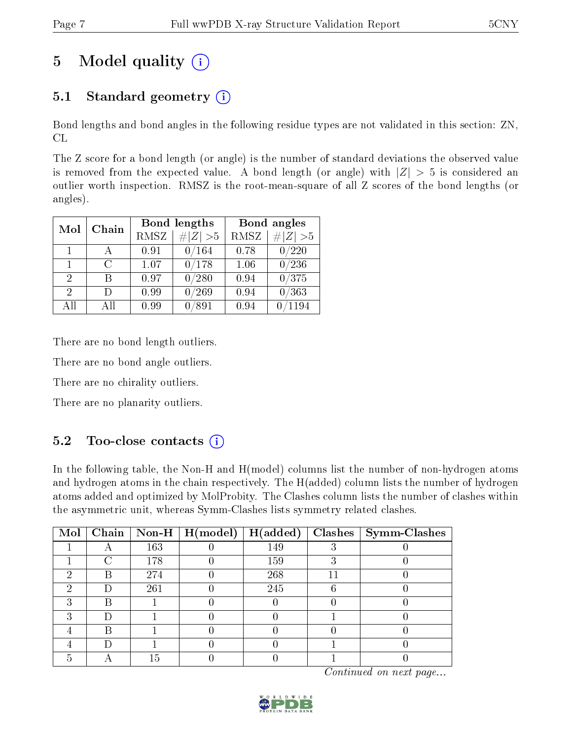# 5 Model quality

## 5.1 Standard geometry

Bond lengths and bond angles in the following residue types are not validated in this section: ZN, CL

The Z score for a bond length (or angle) is the number of standard deviations the observed value is removed from the expected value. A bond length (or angle) with $|Z| > 5$ is considered an outlier worth inspection. RMSZ is the root-mean-square of all Z scores of the bond lengths (or angles).

| Mol | Chain | Bond lengths | | Bond angles | |
|---|---|---|---|---|---|
| | | RMSZ | $\#\|Z\| > 5$ | RMSZ | $\#\|Z\| > 5$ |
| 1 | A | 0.91 | 0/164 | 0.78 | 0/220 |
| 1 | C | 1.07 | 0/178 | 1.06 | 0/236 |
| 2 | B | 0.97 | 0/280 | 0.94 | 0/375 |
| 2 | D | 0.99 | 0/269 | 0.94 | 0/363 |
| All | All | 0.99 | 0/891 | 0.94 | 0/1194 |

There are no bond length outliers.

There are no bond angle outliers.

There are no chirality outliers.

There are no planarity outliers.

## 5.2 Too-close contacts

In the following table, the Non-H and H(model) columns list the number of non-hydrogen atoms and hydrogen atoms in the chain respectively. The H(added) column lists the number of hydrogen atoms added and optimized by MolProbity. The Clashes column lists the number of clashes within the asymmetric unit, whereas Symm-Clashes lists symmetry related clashes.

| Mol | Chain | Non-H | H(model) | H(added) | Clashes | Symm-Clashes |
|---|---|---|---|---|---|---|
| 1 | A | 163 | 0 | 149 | 3 | 0 |
| 1 | C | 178 | 0 | 159 | 3 | 0 |
| 2 | B | 274 | 0 | 268 | 11 | 0 |
| 2 | D | 261 | 0 | 245 | 6 | 0 |
| 3 | B | 1 | 0 | 0 | 0 | 0 |
| 3 | D | 1 | 0 | 0 | 1 | 0 |
| 4 | B | 1 | 0 | 0 | 0 | 0 |
| 4 | D | 1 | 0 | 0 | 1 | 0 |
| 5 | A | 15 | 0 | 0 | 1 | 0 |

*Continued on next page...*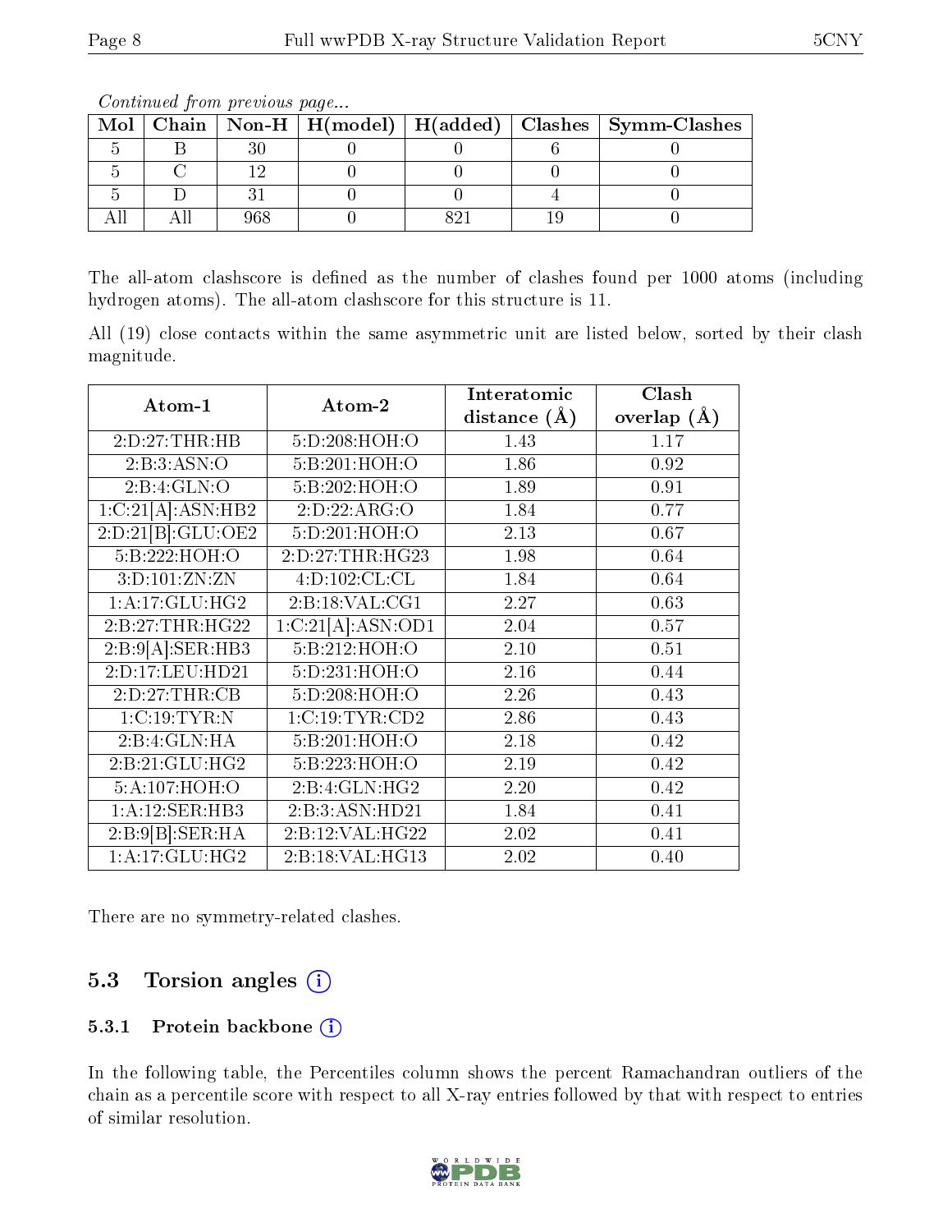*Continued from previous page...*

| Mol | Chain | Non-H | H(model) | H(added) | Clashes | Symm-Clashes |
|---|---|---|---|---|---|---|
| 5 | B | 30 | 0 | 0 | 6 | 0 |
| 5 | C | 12 | 0 | 0 | 0 | 0 |
| 5 | D | 31 | 0 | 0 | 4 | 0 |
| All | All | 968 | 0 | 821 | 19 | 0 |

The all-atom clashscore is defined as the number of clashes found per 1000 atoms (including hydrogen atoms). The all-atom clashscore for this structure is 11.

All (19) close contacts within the same asymmetric unit are listed below, sorted by their clash magnitude.

| Atom-1 | Atom-2 | Interatomic distance (Å) | Clash overlap (Å) |
|---|---|---|---|
| 2:D:27:THR:HB | 5:D:208:HOH:O | 1.43 | 1.17 |
| 2:B:3:ASN:O | 5:B:201:HOH:O | 1.86 | 0.92 |
| 2:B:4:GLN:O | 5:B:202:HOH:O | 1.89 | 0.91 |
| 1:C:21[A]:ASN:HB2 | 2:D:22:ARG:O | 1.84 | 0.77 |
| 2:D:21[B]:GLU:OE2 | 5:D:201:HOH:O | 2.13 | 0.67 |
| 5:B:222:HOH:O | 2:D:27:THR:HG23 | 1.98 | 0.64 |
| 3:D:101:ZN:ZN | 4:D:102:CL:CL | 1.84 | 0.64 |
| 1:A:17:GLU:HG2 | 2:B:18:VAL:CG1 | 2.27 | 0.63 |
| 2:B:27:THR:HG22 | 1:C:21[A]:ASN:OD1 | 2.04 | 0.57 |
| 2:B:9[A]:SER:HB3 | 5:B:212:HOH:O | 2.10 | 0.51 |
| 2:D:17:LEU:HD21 | 5:D:231:HOH:O | 2.16 | 0.44 |
| 2:D:27:THR:CB | 5:D:208:HOH:O | 2.26 | 0.43 |
| 1:C:19:TYR:N | 1:C:19:TYR:CD2 | 2.86 | 0.43 |
| 2:B:4:GLN:HA | 5:B:201:HOH:O | 2.18 | 0.42 |
| 2:B:21:GLU:HG2 | 5:B:223:HOH:O | 2.19 | 0.42 |
| 5:A:107:HOH:O | 2:B:4:GLN:HG2 | 2.20 | 0.42 |
| 1:A:12:SER:HB3 | 2:B:3:ASN:HD21 | 1.84 | 0.41 |
| 2:B:9[B]:SER:HA | 2:B:12:VAL:HG22 | 2.02 | 0.41 |
| 1:A:17:GLU:HG2 | 2:B:18:VAL:HG13 | 2.02 | 0.40 |

There are no symmetry-related clashes.

## 5.3 Torsion angles

### 5.3.1 Protein backbone

In the following table, the Percentiles column shows the percent Ramachandran outliers of the chain as a percentile score with respect to all X-ray entries followed by that with respect to entries of similar resolution.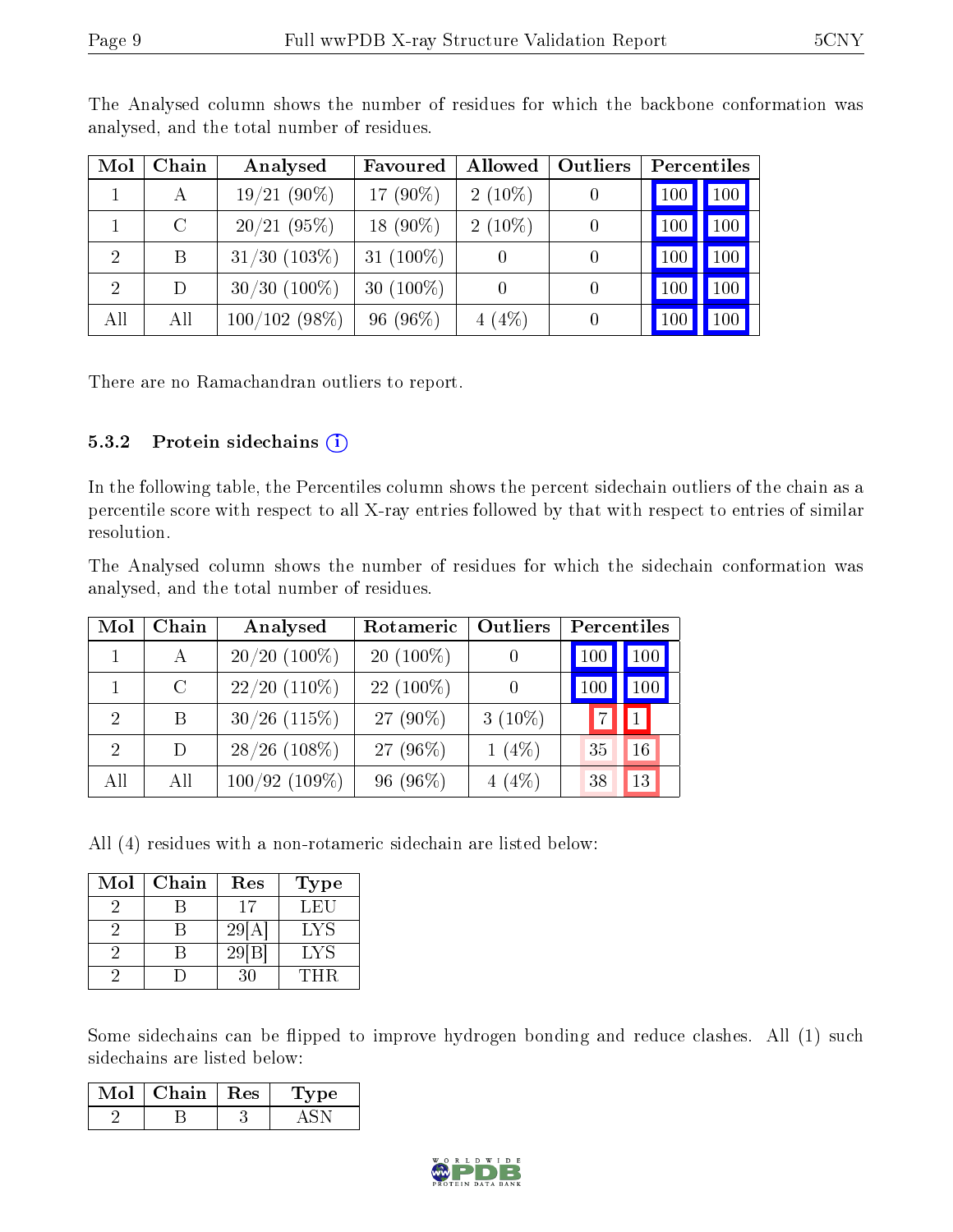The Analysed column shows the number of residues for which the backbone conformation was analysed, and the total number of residues.

| Mol | Chain | Analysed | Favoured | Allowed | Outliers | Percentiles | |
|---|---|---|---|---|---|---|---|
| 1 | A | 19/21 (90%) | 17 (90%) | 2 (10%) | 0 | 100 | 100 |
| 1 | C | 20/21 (95%) | 18 (90%) | 2 (10%) | 0 | 100 | 100 |
| 2 | B | 31/30 (103%) | 31 (100%) | 0 | 0 | 100 | 100 |
| 2 | D | 30/30 (100%) | 30 (100%) | 0 | 0 | 100 | 100 |
| All | All | 100/102 (98%) | 96 (96%) | 4 (4%) | 0 | 100 | 100 |

There are no Ramachandran outliers to report.

### 5.3.2 Protein sidechains

In the following table, the Percentiles column shows the percent sidechain outliers of the chain as a percentile score with respect to all X-ray entries followed by that with respect to entries of similar resolution.

The Analysed column shows the number of residues for which the sidechain conformation was analysed, and the total number of residues.

| Mol | Chain | Analysed | Rotameric | Outliers | Percentiles | |
|---|---|---|---|---|---|---|
| 1 | A | 20/20 (100%) | 20 (100%) | 0 | 100 | 100 |
| 1 | C | 22/20 (110%) | 22 (100%) | 0 | 100 | 100 |
| 2 | B | 30/26 (115%) | 27 (90%) | 3 (10%) | 7 | 1 |
| 2 | D | 28/26 (108%) | 27 (96%) | 1 (4%) | 35 | 16 |
| All | All | 100/92 (109%) | 96 (96%) | 4 (4%) | 38 | 13 |

All (4) residues with a non-rotameric sidechain are listed below:

| Mol | Chain | Res | Type |
|---|---|---|---|
| 2 | B | 17 | LEU |
| 2 | B | 29[A] | LYS |
| 2 | B | 29[B] | LYS |
| 2 | D | 30 | THR |

Some sidechains can be flipped to improve hydrogen bonding and reduce clashes. All (1) such sidechains are listed below:

| Mol | Chain | Res | Type |
|---|---|---|---|
| 2 | B | 3 | ASN |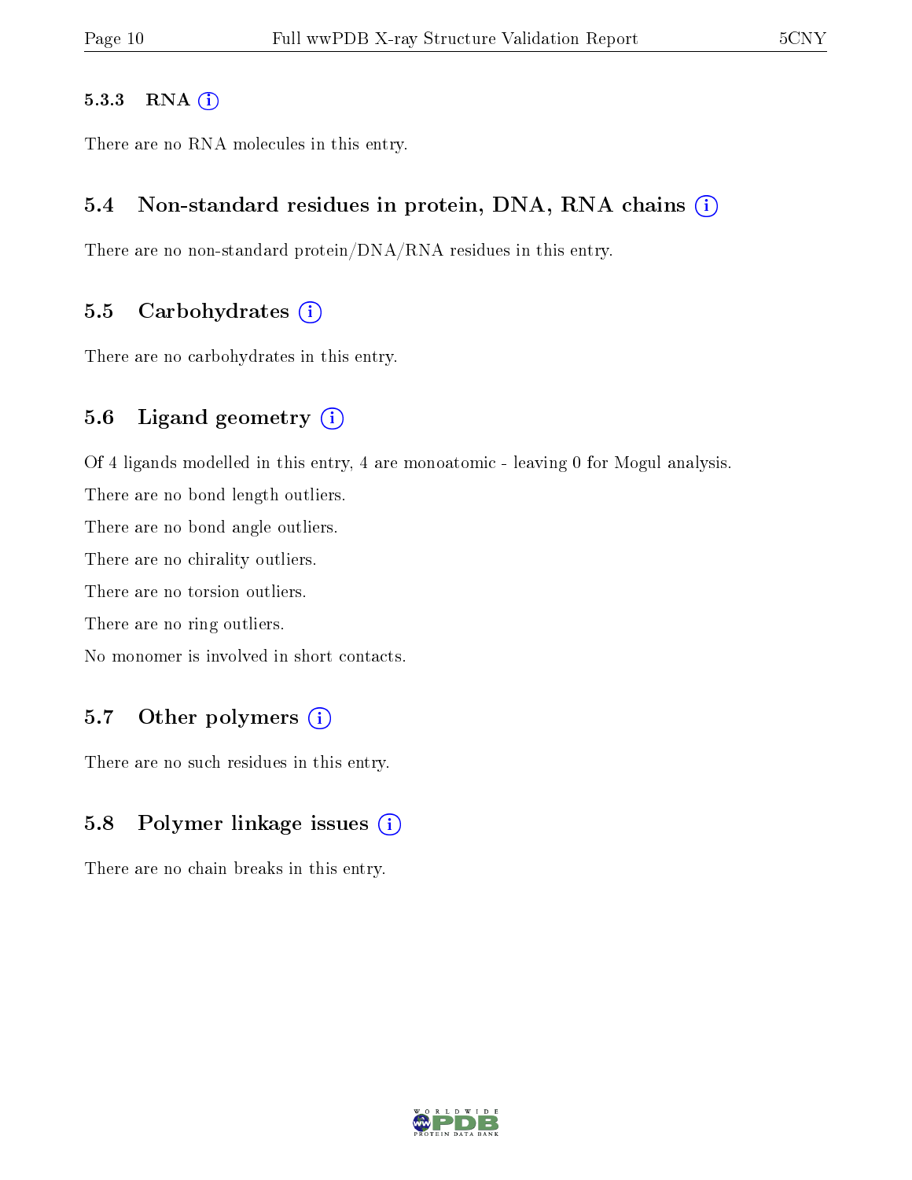#### 5.3.3 RNA

There are no RNA molecules in this entry.

### 5.4 Non-standard residues in protein, DNA, RNA chains

There are no non-standard protein/DNA/RNA residues in this entry.

### 5.5 Carbohydrates

There are no carbohydrates in this entry.

### 5.6 Ligand geometry

Of 4 ligands modelled in this entry, 4 are monoatomic - leaving 0 for Mogul analysis.

There are no bond length outliers.

There are no bond angle outliers.

There are no chirality outliers.

There are no torsion outliers.

There are no ring outliers.

No monomer is involved in short contacts.

### 5.7 Other polymers

There are no such residues in this entry.

### 5.8 Polymer linkage issues

There are no chain breaks in this entry.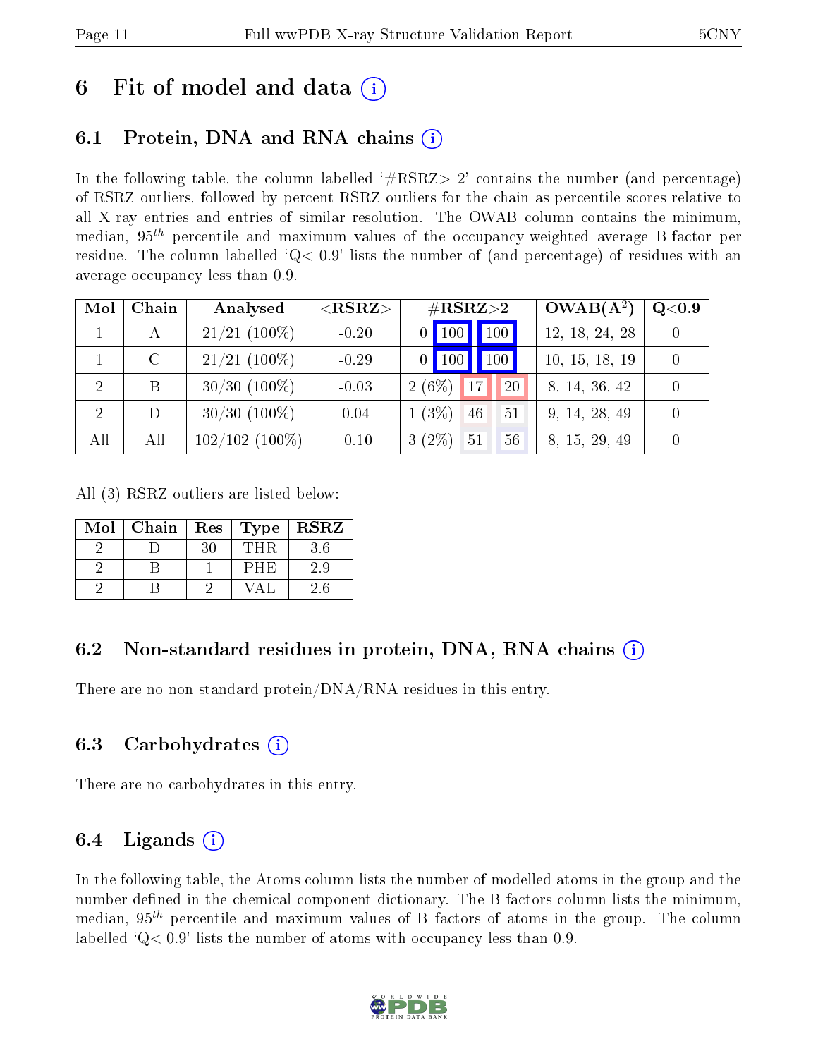# 6 Fit of model and data (i)

## 6.1 Protein, DNA and RNA chains (i)

In the following table, the column labelled '#RSRZ> 2' contains the number (and percentage) of RSRZ outliers, followed by percent RSRZ outliers for the chain as percentile scores relative to all X-ray entries and entries of similar resolution. The OWAB column contains the minimum, median, $95^{th}$ percentile and maximum values of the occupancy-weighted average B-factor per residue. The column labelled 'Q< 0.9' lists the number of (and percentage) of residues with an average occupancy less than 0.9.

| Mol | Chain | Analysed | <RSRZ> | #RSRZ>2 | | | OWAB(Å$^2$) | Q<0.9 |
|---|---|---|---|---|---|---|---|---|
| 1 | A | 21/21 (100%) | -0.20 | 0 | 100 | 100 | 12, 18, 24, 28 | 0 |
| 1 | C | 21/21 (100%) | -0.29 | 0 | 100 | 100 | 10, 15, 18, 19 | 0 |
| 2 | B | 30/30 (100%) | -0.03 | 2 (6%) | 17 | 20 | 8, 14, 36, 42 | 0 |
| 2 | D | 30/30 (100%) | 0.04 | 1 (3%) | 46 | 51 | 9, 14, 28, 49 | 0 |
| All | All | 102/102 (100%) | -0.10 | 3 (2%) | 51 | 56 | 8, 15, 29, 49 | 0 |

All (3) RSRZ outliers are listed below:

| Mol | Chain | Res | Type | RSRZ |
|---|---|---|---|---|
| 2 | D | 30 | THR | 3.6 |
| 2 | B | 1 | PHE | 2.9 |
| 2 | B | 2 | VAL | 2.6 |

## 6.2 Non-standard residues in protein, DNA, RNA chains (i)

There are no non-standard protein/DNA/RNA residues in this entry.

## 6.3 Carbohydrates (i)

There are no carbohydrates in this entry.

## 6.4 Ligands (i)

In the following table, the Atoms column lists the number of modelled atoms in the group and the number defined in the chemical component dictionary. The B-factors column lists the minimum, median, $95^{th}$ percentile and maximum values of B factors of atoms in the group. The column labelled 'Q< 0.9' lists the number of atoms with occupancy less than 0.9.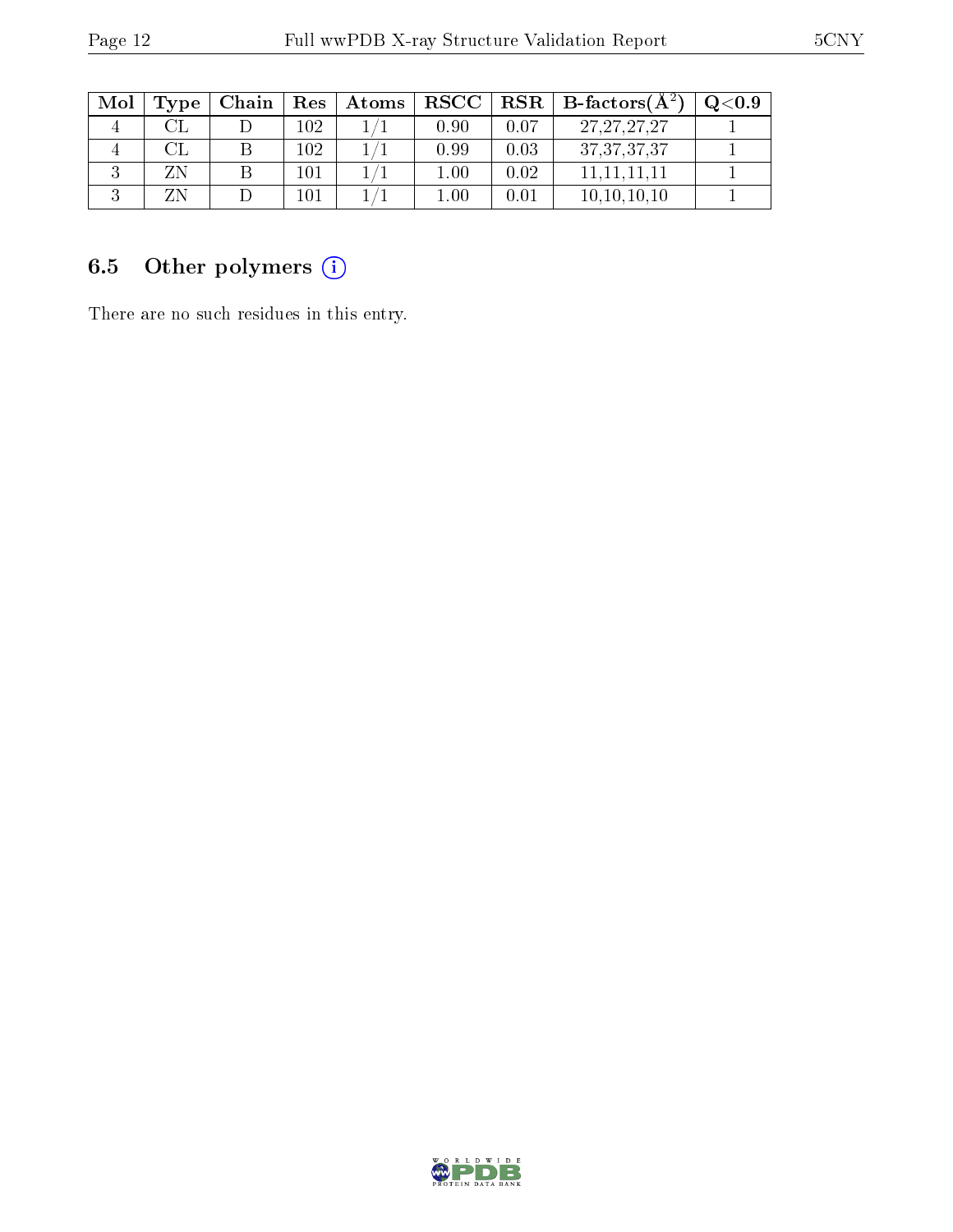| Mol | Type | Chain | Res | Atoms | RSCC | RSR | B-factors($Å^2$) | Q<0.9 |
|---|---|---|---|---|---|---|---|---|
| 4 | CL | D | 102 | 1/1 | 0.90 | 0.07 | 27,27,27,27 | 1 |
| 4 | CL | B | 102 | 1/1 | 0.99 | 0.03 | 37,37,37,37 | 1 |
| 3 | ZN | B | 101 | 1/1 | 1.00 | 0.02 | 11,11,11,11 | 1 |
| 3 | ZN | D | 101 | 1/1 | 1.00 | 0.01 | 10,10,10,10 | 1 |

### 6.5 Other polymers (i)

There are no such residues in this entry.